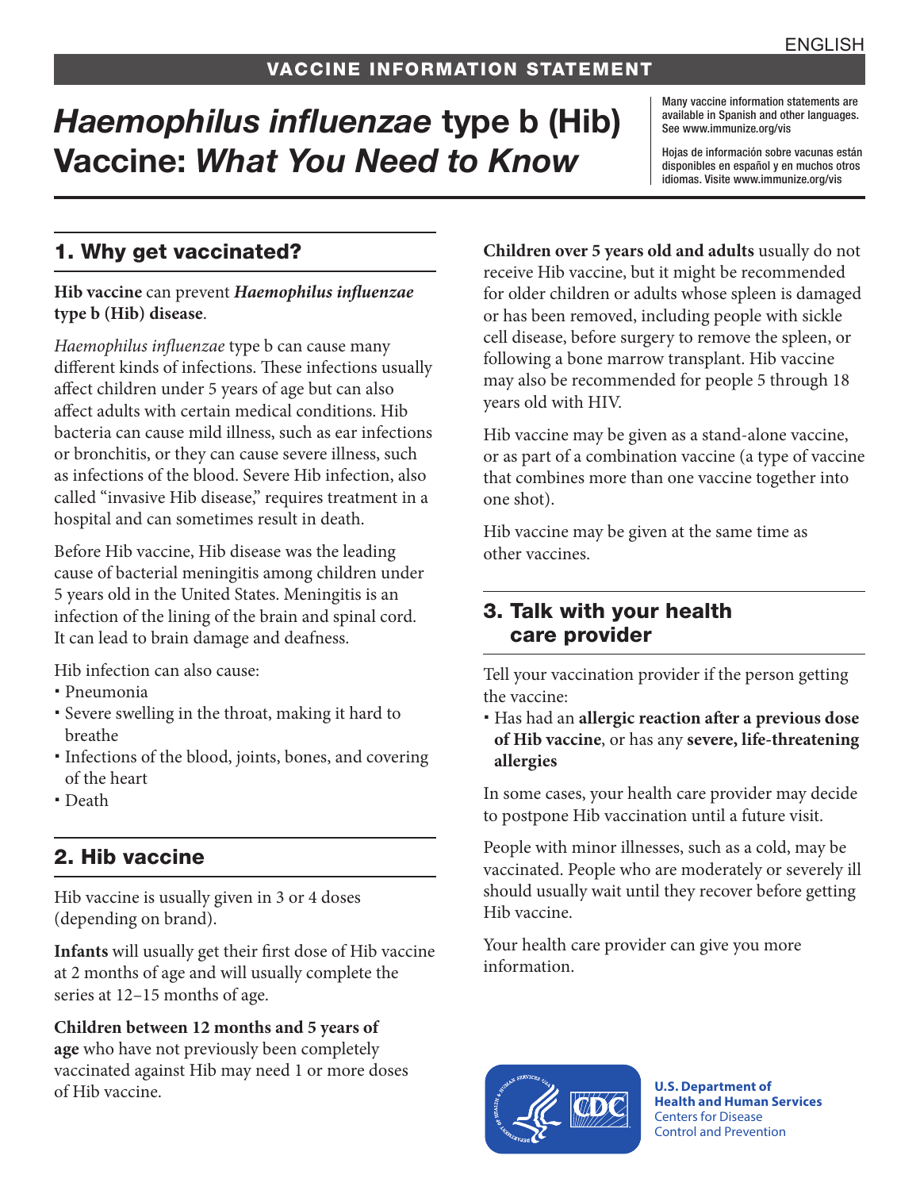ENGLISH

VACCINE INFORMATION STATEMENT

# *Haemophilus influenzae* type b (Hib) Vaccine: *What You Need to Know*

Many vaccine information statements are available in Spanish and other languages. See www.immunize.org/vis

Hojas de información sobre vacunas están disponibles en español y en muchos otros idiomas. Visite www.immunize.org/vis

## 1. Why get vaccinated?

**Hib vaccine** can prevent ***Haemophilus influenzae* type b (Hib) disease**.

*Haemophilus influenzae* type b can cause many different kinds of infections. These infections usually affect children under 5 years of age but can also affect adults with certain medical conditions. Hib bacteria can cause mild illness, such as ear infections or bronchitis, or they can cause severe illness, such as infections of the blood. Severe Hib infection, also called "invasive Hib disease," requires treatment in a hospital and can sometimes result in death.

Before Hib vaccine, Hib disease was the leading cause of bacterial meningitis among children under 5 years old in the United States. Meningitis is an infection of the lining of the brain and spinal cord. It can lead to brain damage and deafness.

Hib infection can also cause:

- Pneumonia
- Severe swelling in the throat, making it hard to breathe
- Infections of the blood, joints, bones, and covering of the heart
- Death

## 2. Hib vaccine

Hib vaccine is usually given in 3 or 4 doses (depending on brand).

**Infants** will usually get their first dose of Hib vaccine at 2 months of age and will usually complete the series at 12–15 months of age.

**Children between 12 months and 5 years of age** who have not previously been completely vaccinated against Hib may need 1 or more doses of Hib vaccine.

**Children over 5 years old and adults** usually do not receive Hib vaccine, but it might be recommended for older children or adults whose spleen is damaged or has been removed, including people with sickle cell disease, before surgery to remove the spleen, or following a bone marrow transplant. Hib vaccine may also be recommended for people 5 through 18 years old with HIV.

Hib vaccine may be given as a stand-alone vaccine, or as part of a combination vaccine (a type of vaccine that combines more than one vaccine together into one shot).

Hib vaccine may be given at the same time as other vaccines.

## 3. Talk with your health care provider

Tell your vaccination provider if the person getting the vaccine:

- Has had an **allergic reaction after a previous dose of Hib vaccine**, or has any **severe, life-threatening allergies**

In some cases, your health care provider may decide to postpone Hib vaccination until a future visit.

People with minor illnesses, such as a cold, may be vaccinated. People who are moderately or severely ill should usually wait until they recover before getting Hib vaccine.

Your health care provider can give you more information.

**U.S. Department of Health and Human Services**
Centers for Disease Control and Prevention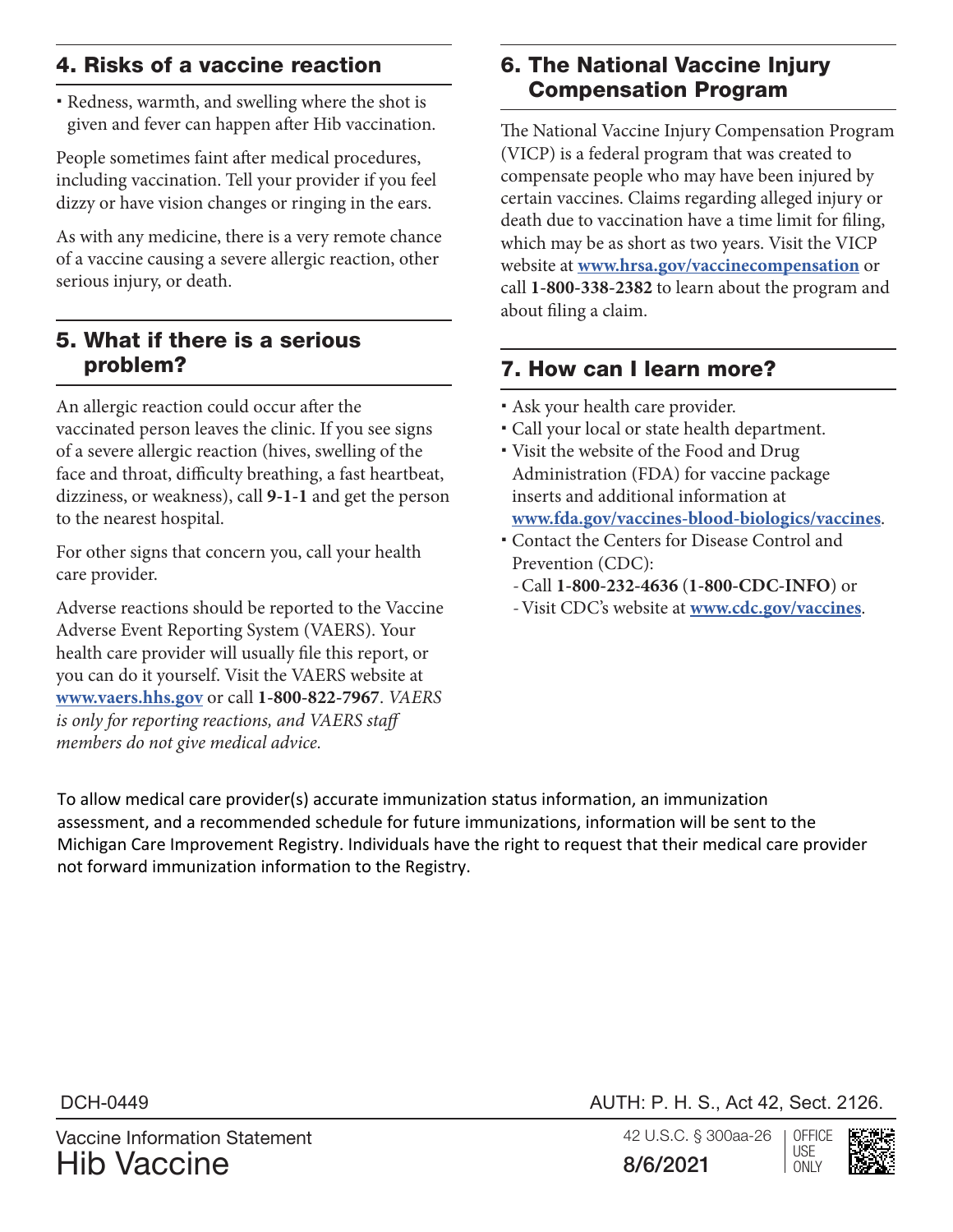## 4. Risks of a vaccine reaction

- Redness, warmth, and swelling where the shot is given and fever can happen after Hib vaccination.

People sometimes faint after medical procedures, including vaccination. Tell your provider if you feel dizzy or have vision changes or ringing in the ears.

As with any medicine, there is a very remote chance of a vaccine causing a severe allergic reaction, other serious injury, or death.

## 5. What if there is a serious problem?

An allergic reaction could occur after the vaccinated person leaves the clinic. If you see signs of a severe allergic reaction (hives, swelling of the face and throat, difficulty breathing, a fast heartbeat, dizziness, or weakness), call **9-1-1** and get the person to the nearest hospital.

For other signs that concern you, call your health care provider.

Adverse reactions should be reported to the Vaccine Adverse Event Reporting System (VAERS). Your health care provider will usually file this report, or you can do it yourself. Visit the VAERS website at **www.vaers.hhs.gov** or call **1-800-822-7967**. *VAERS is only for reporting reactions, and VAERS staff members do not give medical advice.*

## 6. The National Vaccine Injury Compensation Program

The National Vaccine Injury Compensation Program (VICP) is a federal program that was created to compensate people who may have been injured by certain vaccines. Claims regarding alleged injury or death due to vaccination have a time limit for filing, which may be as short as two years. Visit the VICP website at **www.hrsa.gov/vaccinecompensation** or call **1-800-338-2382** to learn about the program and about filing a claim.

## 7. How can I learn more?

- Ask your health care provider.
- Call your local or state health department.
- Visit the website of the Food and Drug Administration (FDA) for vaccine package inserts and additional information at **www.fda.gov/vaccines-blood-biologics/vaccines**.
- Contact the Centers for Disease Control and Prevention (CDC):
  - Call **1-800-232-4636** (**1-800-CDC-INFO**) or
  - Visit CDC's website at **www.cdc.gov/vaccines**.

To allow medical care provider(s) accurate immunization status information, an immunization assessment, and a recommended schedule for future immunizations, information will be sent to the Michigan Care Improvement Registry. Individuals have the right to request that their medical care provider not forward immunization information to the Registry.

DCH-0449

AUTH: P. H. S., Act 42, Sect. 2126.

Vaccine Information Statement
Hib Vaccine

42 U.S.C. § 300aa-26

**8/6/2021**

OFFICE USE ONLY